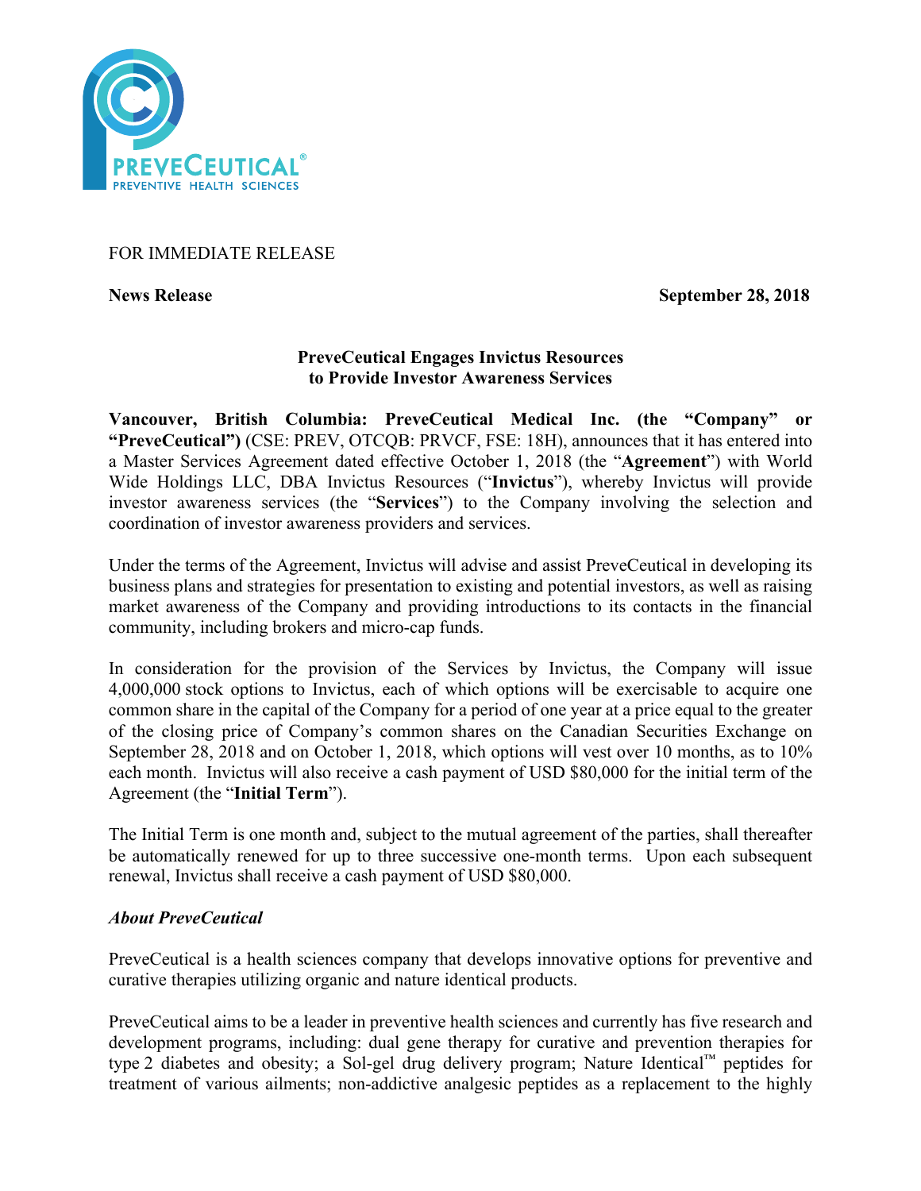FOR IMMEDIATE RELEASE

**News Release** **September 28, 2018**

## PreveCeutical Engages Invictus Resources to Provide Investor Awareness Services

**Vancouver, British Columbia: PreveCeutical Medical Inc. (the "Company" or "PreveCeutical")** (CSE: PREV, OTCQB: PRVCF, FSE: 18H), announces that it has entered into a Master Services Agreement dated effective October 1, 2018 (the "**Agreement**") with World Wide Holdings LLC, DBA Invictus Resources ("**Invictus**"), whereby Invictus will provide investor awareness services (the "**Services**") to the Company involving the selection and coordination of investor awareness providers and services.

Under the terms of the Agreement, Invictus will advise and assist PreveCeutical in developing its business plans and strategies for presentation to existing and potential investors, as well as raising market awareness of the Company and providing introductions to its contacts in the financial community, including brokers and micro-cap funds.

In consideration for the provision of the Services by Invictus, the Company will issue 4,000,000 stock options to Invictus, each of which options will be exercisable to acquire one common share in the capital of the Company for a period of one year at a price equal to the greater of the closing price of Company's common shares on the Canadian Securities Exchange on September 28, 2018 and on October 1, 2018, which options will vest over 10 months, as to 10% each month. Invictus will also receive a cash payment of USD $80,000 for the initial term of the Agreement (the "**Initial Term**").

The Initial Term is one month and, subject to the mutual agreement of the parties, shall thereafter be automatically renewed for up to three successive one-month terms. Upon each subsequent renewal, Invictus shall receive a cash payment of USD $80,000.

### *About PreveCeutical*

PreveCeutical is a health sciences company that develops innovative options for preventive and curative therapies utilizing organic and nature identical products.

PreveCeutical aims to be a leader in preventive health sciences and currently has five research and development programs, including: dual gene therapy for curative and prevention therapies for type 2 diabetes and obesity; a Sol-gel drug delivery program; Nature Identical™ peptides for treatment of various ailments; non-addictive analgesic peptides as a replacement to the highly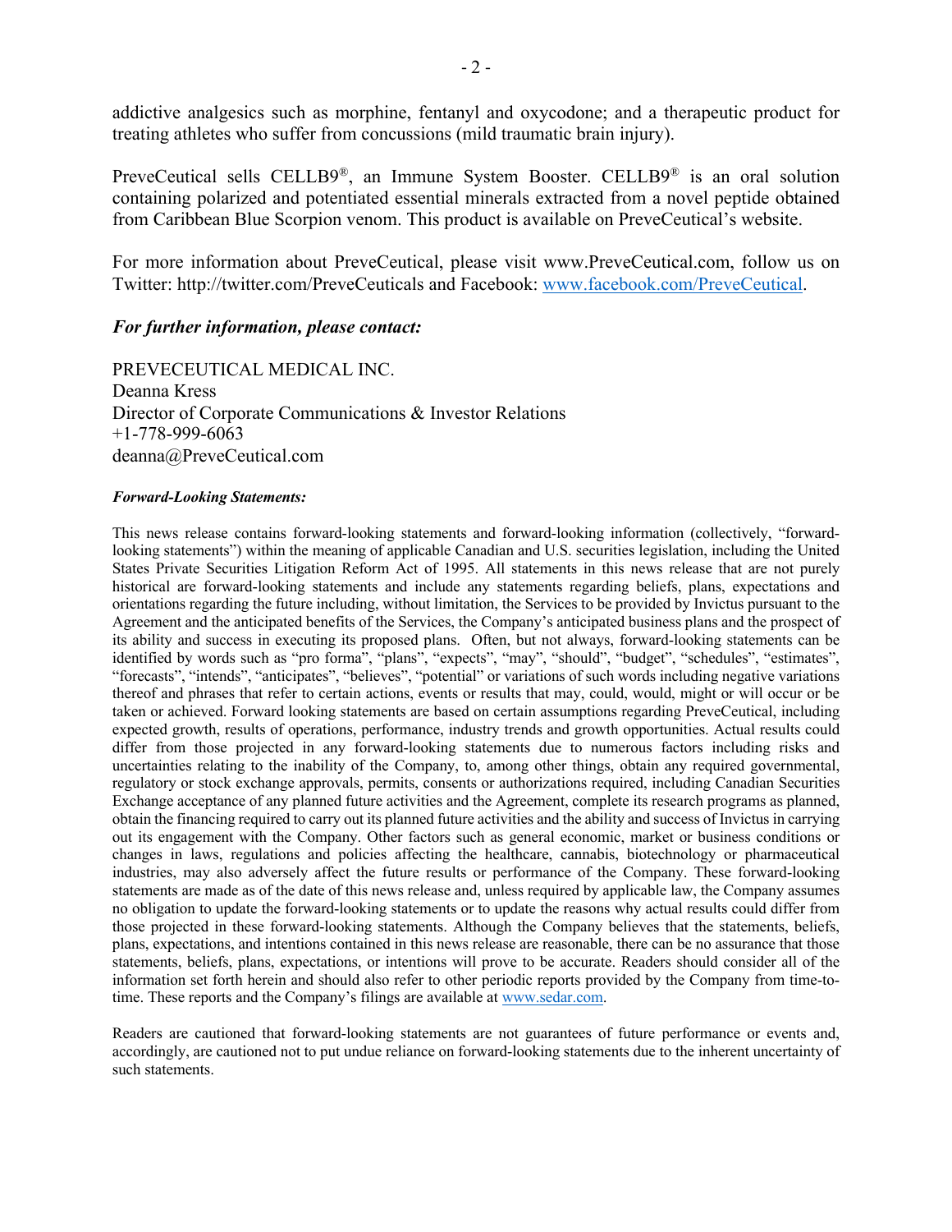addictive analgesics such as morphine, fentanyl and oxycodone; and a therapeutic product for treating athletes who suffer from concussions (mild traumatic brain injury).

PreveCeutical sells CELLB9®, an Immune System Booster. CELLB9® is an oral solution containing polarized and potentiated essential minerals extracted from a novel peptide obtained from Caribbean Blue Scorpion venom. This product is available on PreveCeutical's website.

For more information about PreveCeutical, please visit www.PreveCeutical.com, follow us on Twitter: http://twitter.com/PreveCeuticals and Facebook: www.facebook.com/PreveCeutical.

***For further information, please contact:***

PREVECEUTICAL MEDICAL INC.
Deanna Kress
Director of Corporate Communications & Investor Relations
+1-778-999-6063
deanna@PreveCeutical.com

***Forward-Looking Statements:***

This news release contains forward-looking statements and forward-looking information (collectively, "forward-looking statements") within the meaning of applicable Canadian and U.S. securities legislation, including the United States Private Securities Litigation Reform Act of 1995. All statements in this news release that are not purely historical are forward-looking statements and include any statements regarding beliefs, plans, expectations and orientations regarding the future including, without limitation, the Services to be provided by Invictus pursuant to the Agreement and the anticipated benefits of the Services, the Company's anticipated business plans and the prospect of its ability and success in executing its proposed plans. Often, but not always, forward-looking statements can be identified by words such as "pro forma", "plans", "expects", "may", "should", "budget", "schedules", "estimates", "forecasts", "intends", "anticipates", "believes", "potential" or variations of such words including negative variations thereof and phrases that refer to certain actions, events or results that may, could, would, might or will occur or be taken or achieved. Forward looking statements are based on certain assumptions regarding PreveCeutical, including expected growth, results of operations, performance, industry trends and growth opportunities. Actual results could differ from those projected in any forward-looking statements due to numerous factors including risks and uncertainties relating to the inability of the Company, to, among other things, obtain any required governmental, regulatory or stock exchange approvals, permits, consents or authorizations required, including Canadian Securities Exchange acceptance of any planned future activities and the Agreement, complete its research programs as planned, obtain the financing required to carry out its planned future activities and the ability and success of Invictus in carrying out its engagement with the Company. Other factors such as general economic, market or business conditions or changes in laws, regulations and policies affecting the healthcare, cannabis, biotechnology or pharmaceutical industries, may also adversely affect the future results or performance of the Company. These forward-looking statements are made as of the date of this news release and, unless required by applicable law, the Company assumes no obligation to update the forward-looking statements or to update the reasons why actual results could differ from those projected in these forward-looking statements. Although the Company believes that the statements, beliefs, plans, expectations, and intentions contained in this news release are reasonable, there can be no assurance that those statements, beliefs, plans, expectations, or intentions will prove to be accurate. Readers should consider all of the information set forth herein and should also refer to other periodic reports provided by the Company from time-to-time. These reports and the Company's filings are available at www.sedar.com.

Readers are cautioned that forward-looking statements are not guarantees of future performance or events and, accordingly, are cautioned not to put undue reliance on forward-looking statements due to the inherent uncertainty of such statements.